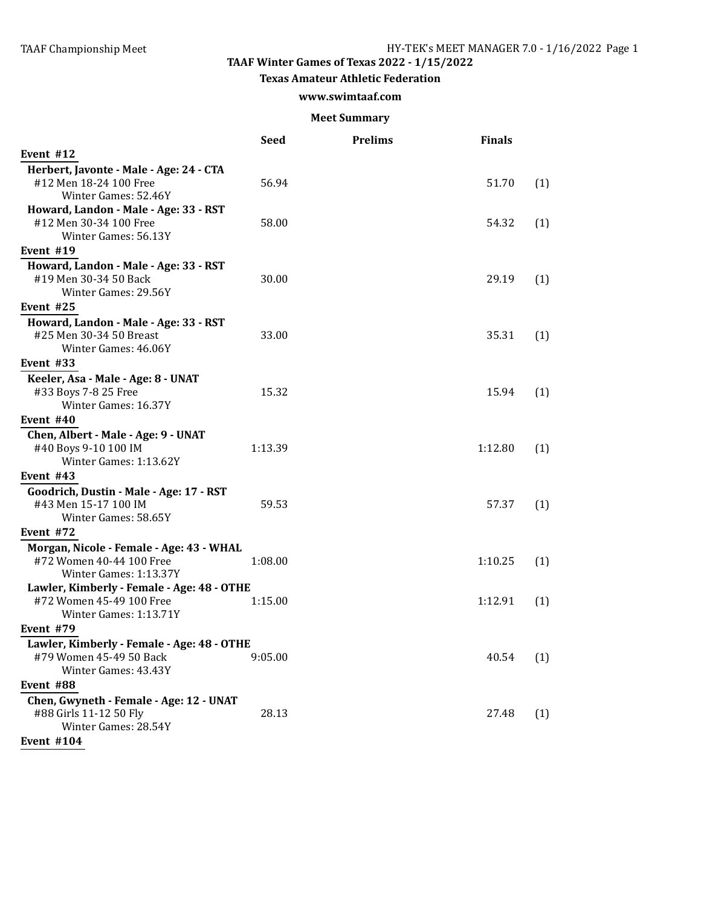# TAAF Winter Games of Texas 2022 - 1/15/2022

## Texas Amateur Athletic Federation

**www.swimtaaf.com**

### Meet Summary

| | Seed | Prelims | Finals | |
|---|---|---|---|---|
| **Event #12** | | | | |
| **Herbert, Javonte - Male - Age: 24 - CTA** | | | | |
| #12 Men 18-24 100 Free | 56.94 | | 51.70 | (1) |
| Winter Games: 52.46Y | | | | |
| **Howard, Landon - Male - Age: 33 - RST** | | | | |
| #12 Men 30-34 100 Free | 58.00 | | 54.32 | (1) |
| Winter Games: 56.13Y | | | | |
| **Event #19** | | | | |
| **Howard, Landon - Male - Age: 33 - RST** | | | | |
| #19 Men 30-34 50 Back | 30.00 | | 29.19 | (1) |
| Winter Games: 29.56Y | | | | |
| **Event #25** | | | | |
| **Howard, Landon - Male - Age: 33 - RST** | | | | |
| #25 Men 30-34 50 Breast | 33.00 | | 35.31 | (1) |
| Winter Games: 46.06Y | | | | |
| **Event #33** | | | | |
| **Keeler, Asa - Male - Age: 8 - UNAT** | | | | |
| #33 Boys 7-8 25 Free | 15.32 | | 15.94 | (1) |
| Winter Games: 16.37Y | | | | |
| **Event #40** | | | | |
| **Chen, Albert - Male - Age: 9 - UNAT** | | | | |
| #40 Boys 9-10 100 IM | 1:13.39 | | 1:12.80 | (1) |
| Winter Games: 1:13.62Y | | | | |
| **Event #43** | | | | |
| **Goodrich, Dustin - Male - Age: 17 - RST** | | | | |
| #43 Men 15-17 100 IM | 59.53 | | 57.37 | (1) |
| Winter Games: 58.65Y | | | | |
| **Event #72** | | | | |
| **Morgan, Nicole - Female - Age: 43 - WHAL** | | | | |
| #72 Women 40-44 100 Free | 1:08.00 | | 1:10.25 | (1) |
| Winter Games: 1:13.37Y | | | | |
| **Lawler, Kimberly - Female - Age: 48 - OTHE** | | | | |
| #72 Women 45-49 100 Free | 1:15.00 | | 1:12.91 | (1) |
| Winter Games: 1:13.71Y | | | | |
| **Event #79** | | | | |
| **Lawler, Kimberly - Female - Age: 48 - OTHE** | | | | |
| #79 Women 45-49 50 Back | 9:05.00 | | 40.54 | (1) |
| Winter Games: 43.43Y | | | | |
| **Event #88** | | | | |
| **Chen, Gwyneth - Female - Age: 12 - UNAT** | | | | |
| #88 Girls 11-12 50 Fly | 28.13 | | 27.48 | (1) |
| Winter Games: 28.54Y | | | | |
| **Event #104** | | | | |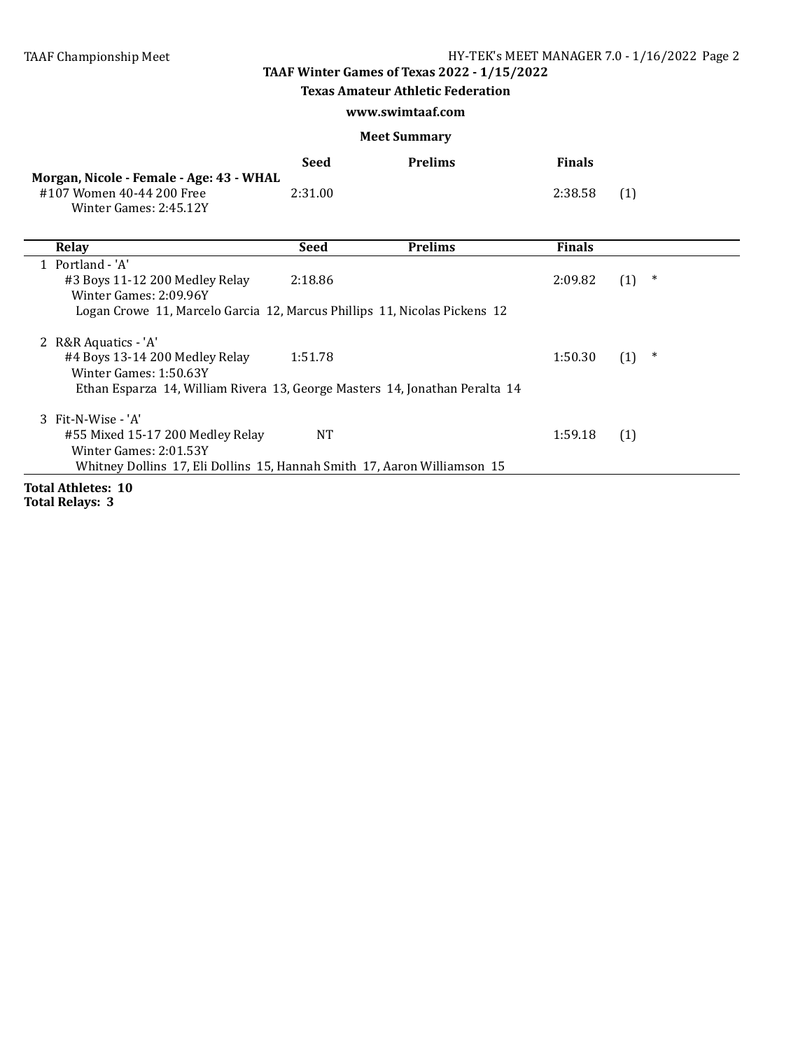**TAAF Winter Games of Texas 2022 - 1/15/2022**

**Texas Amateur Athletic Federation**

**www.swimtaaf.com**

**Meet Summary**

| | Seed | Prelims | Finals | | |
|---|---|---|---|---|---|
| **Morgan, Nicole - Female - Age: 43 - WHAL** | | | | | |
| #107 Women 40-44 200 Free | 2:31.00 | | 2:38.58 | (1) | |
| Winter Games: 2:45.12Y | | | | | |

| Relay | Seed | Prelims | Finals | | |
|---|---|---|---|---|---|
| 1 Portland - 'A' | | | | | |
| #3 Boys 11-12 200 Medley Relay | 2:18.86 | | 2:09.82 | (1) | * |
| Winter Games: 2:09.96Y | | | | | |
| Logan Crowe 11, Marcelo Garcia 12, Marcus Phillips 11, Nicolas Pickens 12 | | | | | |
| 2 R&R Aquatics - 'A' | | | | | |
| #4 Boys 13-14 200 Medley Relay | 1:51.78 | | 1:50.30 | (1) | * |
| Winter Games: 1:50.63Y | | | | | |
| Ethan Esparza 14, William Rivera 13, George Masters 14, Jonathan Peralta 14 | | | | | |
| 3 Fit-N-Wise - 'A' | | | | | |
| #55 Mixed 15-17 200 Medley Relay | NT | | 1:59.18 | (1) | |
| Winter Games: 2:01.53Y | | | | | |
| Whitney Dollins 17, Eli Dollins 15, Hannah Smith 17, Aaron Williamson 15 | | | | | |

**Total Athletes: 10**
**Total Relays: 3**